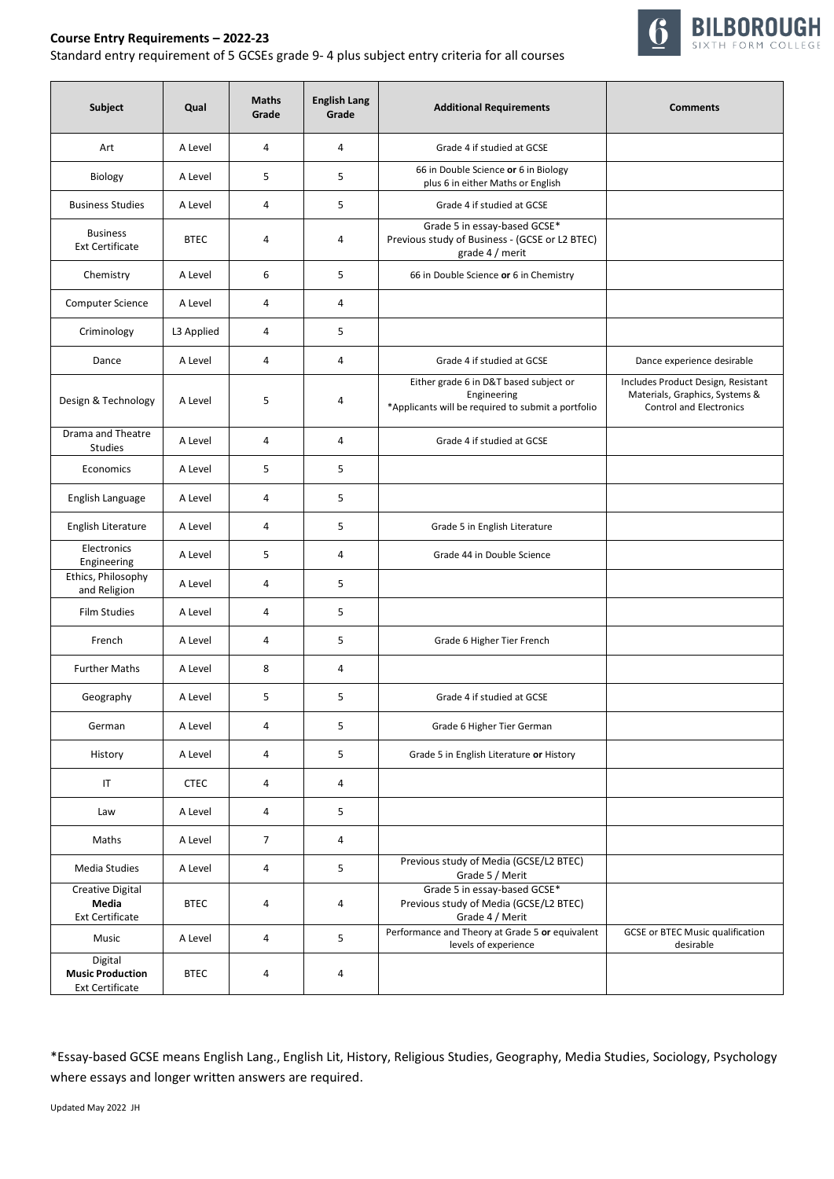**Course Entry Requirements – 2022-23**

Standard entry requirement of 5 GCSEs grade 9- 4 plus subject entry criteria for all courses

| Subject | Qual | Maths Grade | English Lang Grade | Additional Requirements | Comments |
|---|---|---|---|---|---|
| Art | A Level | 4 | 4 | Grade 4 if studied at GCSE | |
| Biology | A Level | 5 | 5 | 66 in Double Science **or** 6 in Biology plus 6 in either Maths or English | |
| Business Studies | A Level | 4 | 5 | Grade 4 if studied at GCSE | |
| Business Ext Certificate | BTEC | 4 | 4 | Grade 5 in essay-based GCSE* Previous study of Business - (GCSE or L2 BTEC) grade 4 / merit | |
| Chemistry | A Level | 6 | 5 | 66 in Double Science **or** 6 in Chemistry | |
| Computer Science | A Level | 4 | 4 | | |
| Criminology | L3 Applied | 4 | 5 | | |
| Dance | A Level | 4 | 4 | Grade 4 if studied at GCSE | Dance experience desirable |
| Design & Technology | A Level | 5 | 4 | Either grade 6 in D&T based subject or Engineering *Applicants will be required to submit a portfolio | Includes Product Design, Resistant Materials, Graphics, Systems & Control and Electronics |
| Drama and Theatre Studies | A Level | 4 | 4 | Grade 4 if studied at GCSE | |
| Economics | A Level | 5 | 5 | | |
| English Language | A Level | 4 | 5 | | |
| English Literature | A Level | 4 | 5 | Grade 5 in English Literature | |
| Electronics Engineering | A Level | 5 | 4 | Grade 44 in Double Science | |
| Ethics, Philosophy and Religion | A Level | 4 | 5 | | |
| Film Studies | A Level | 4 | 5 | | |
| French | A Level | 4 | 5 | Grade 6 Higher Tier French | |
| Further Maths | A Level | 8 | 4 | | |
| Geography | A Level | 5 | 5 | Grade 4 if studied at GCSE | |
| German | A Level | 4 | 5 | Grade 6 Higher Tier German | |
| History | A Level | 4 | 5 | Grade 5 in English Literature **or** History | |
| IT | CTEC | 4 | 4 | | |
| Law | A Level | 4 | 5 | | |
| Maths | A Level | 7 | 4 | | |
| Media Studies | A Level | 4 | 5 | Previous study of Media (GCSE/L2 BTEC) Grade 5 / Merit | |
| Creative Digital **Media** Ext Certificate | BTEC | 4 | 4 | Grade 5 in essay-based GCSE* Previous study of Media (GCSE/L2 BTEC) Grade 4 / Merit | |
| Music | A Level | 4 | 5 | Performance and Theory at Grade 5 **or** equivalent levels of experience | GCSE or BTEC Music qualification desirable |
| Digital **Music Production** Ext Certificate | BTEC | 4 | 4 | | |

*Essay-based GCSE means English Lang., English Lit, History, Religious Studies, Geography, Media Studies, Sociology, Psychology where essays and longer written answers are required.

Updated May 2022 JH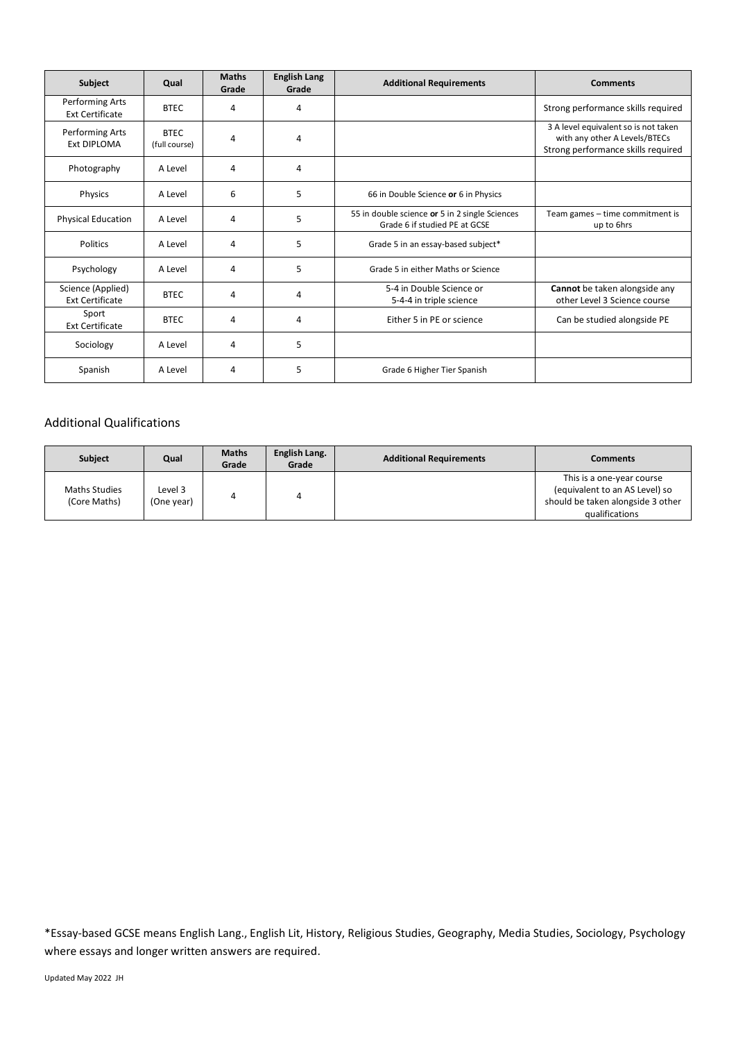| Subject | Qual | Maths Grade | English Lang Grade | Additional Requirements | Comments |
|---|---|---|---|---|---|
| Performing Arts Ext Certificate | BTEC | 4 | 4 | | Strong performance skills required |
| Performing Arts Ext DIPLOMA | BTEC (full course) | 4 | 4 | | 3 A level equivalent so is not taken with any other A Levels/BTECs Strong performance skills required |
| Photography | A Level | 4 | 4 | | |
| Physics | A Level | 6 | 5 | 66 in Double Science **or** 6 in Physics | |
| Physical Education | A Level | 4 | 5 | 55 in double science **or** 5 in 2 single Sciences Grade 6 if studied PE at GCSE | Team games – time commitment is up to 6hrs |
| Politics | A Level | 4 | 5 | Grade 5 in an essay-based subject* | |
| Psychology | A Level | 4 | 5 | Grade 5 in either Maths or Science | |
| Science (Applied) Ext Certificate | BTEC | 4 | 4 | 5-4 in Double Science or 5-4-4 in triple science | **Cannot** be taken alongside any other Level 3 Science course |
| Sport Ext Certificate | BTEC | 4 | 4 | Either 5 in PE or science | Can be studied alongside PE |
| Sociology | A Level | 4 | 5 | | |
| Spanish | A Level | 4 | 5 | Grade 6 Higher Tier Spanish | |

## Additional Qualifications

| Subject | Qual | Maths Grade | English Lang. Grade | Additional Requirements | Comments |
|---|---|---|---|---|---|
| Maths Studies (Core Maths) | Level 3 (One year) | 4 | 4 | | This is a one-year course (equivalent to an AS Level) so should be taken alongside 3 other qualifications |

*Essay-based GCSE means English Lang., English Lit, History, Religious Studies, Geography, Media Studies, Sociology, Psychology where essays and longer written answers are required.

Updated May 2022 JH